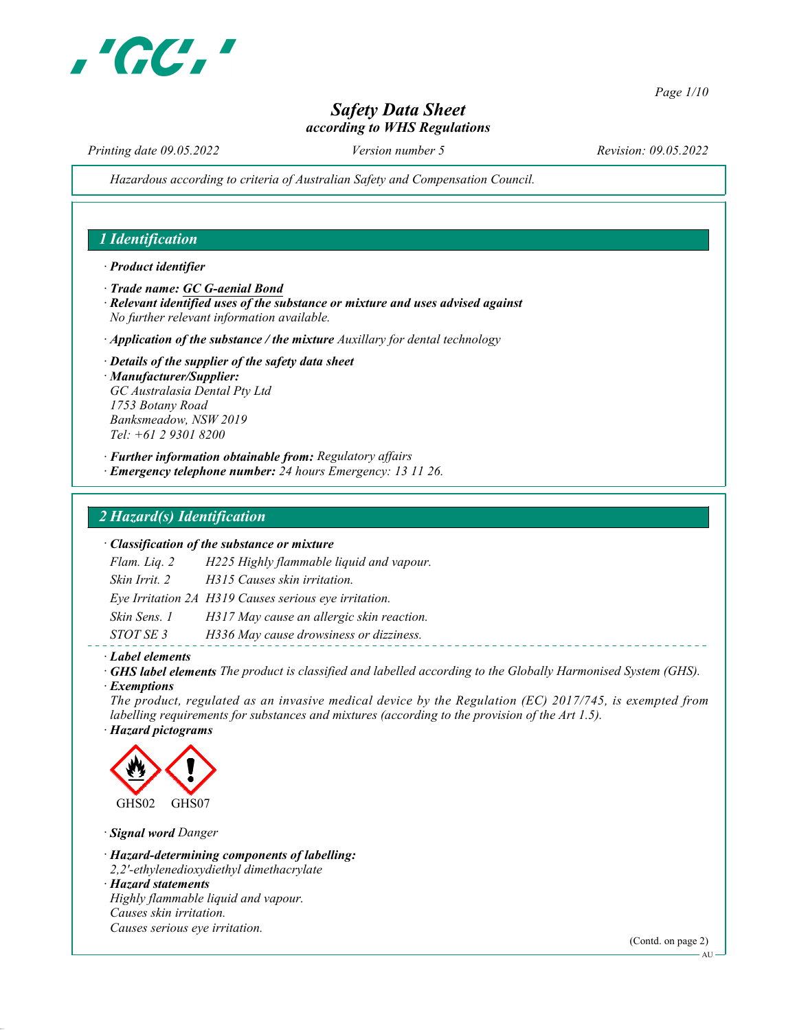# Safety Data Sheet
*according to WHS Regulations*

*Printing date 09.05.2022* *Version number 5* *Revision: 09.05.2022*

*Hazardous according to criteria of Australian Safety and Compensation Council.*

## 1 Identification

· **Product identifier**

· **Trade name: GC G-aenial Bond**

· **Relevant identified uses of the substance or mixture and uses advised against**
No further relevant information available.

· **Application of the substance / the mixture** Auxillary for dental technology

· **Details of the supplier of the safety data sheet**

· **Manufacturer/Supplier:**
GC Australasia Dental Pty Ltd
1753 Botany Road
Banksmeadow, NSW 2019
Tel: +61 2 9301 8200

· **Further information obtainable from:** Regulatory affairs

· **Emergency telephone number:** 24 hours Emergency: 13 11 26.

## 2 Hazard(s) Identification

· **Classification of the substance or mixture**

| | |
|---|---|
| Flam. Liq. 2 | H225 Highly flammable liquid and vapour. |
| Skin Irrit. 2 | H315 Causes skin irritation. |
| Eye Irritation 2A | H319 Causes serious eye irritation. |
| Skin Sens. 1 | H317 May cause an allergic skin reaction. |
| STOT SE 3 | H336 May cause drowsiness or dizziness. |

· **Label elements**

· **GHS label elements** The product is classified and labelled according to the Globally Harmonised System (GHS).

· **Exemptions**
The product, regulated as an invasive medical device by the Regulation (EC) 2017/745, is exempted from labelling requirements for substances and mixtures (according to the provision of the Art 1.5).

· **Hazard pictograms**

GHS02 GHS07

· **Signal word** Danger

· **Hazard-determining components of labelling:**
2,2'-ethylenedioxydiethyl dimethacrylate

· **Hazard statements**
Highly flammable liquid and vapour.
Causes skin irritation.
Causes serious eye irritation.

(Contd. on page 2)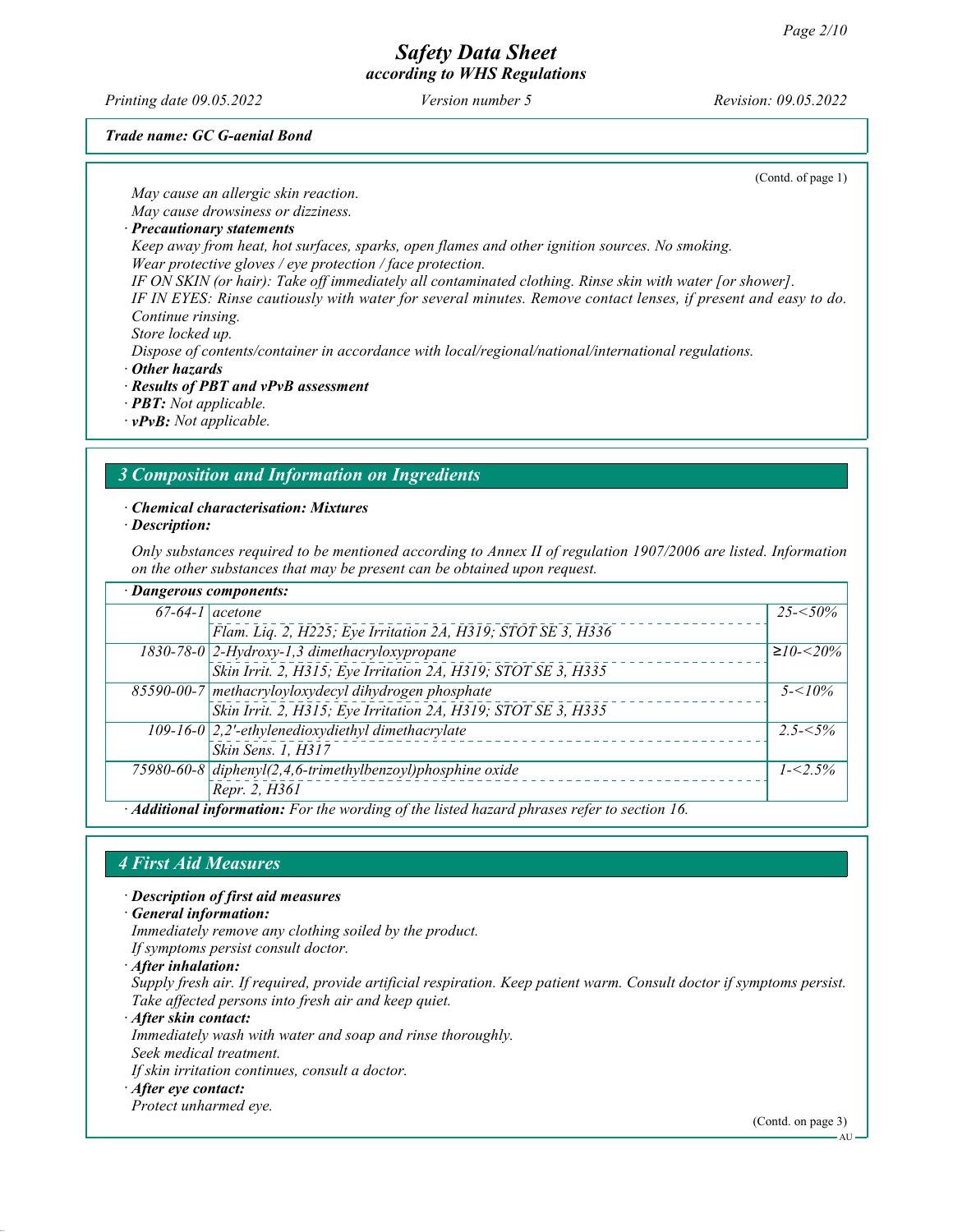(Contd. of page 1)

May cause an allergic skin reaction.
May cause drowsiness or dizziness.

· **Precautionary statements**
Keep away from heat, hot surfaces, sparks, open flames and other ignition sources. No smoking.
Wear protective gloves / eye protection / face protection.
IF ON SKIN (or hair): Take off immediately all contaminated clothing. Rinse skin with water [or shower].
IF IN EYES: Rinse cautiously with water for several minutes. Remove contact lenses, if present and easy to do. Continue rinsing.
Store locked up.
Dispose of contents/container in accordance with local/regional/national/international regulations.

· **Other hazards**
· **Results of PBT and vPvB assessment**
· **PBT:** Not applicable.
· **vPvB:** Not applicable.

## 3 Composition and Information on Ingredients

· **Chemical characterisation: Mixtures**
· **Description:**

Only substances required to be mentioned according to Annex II of regulation 1907/2006 are listed. Information on the other substances that may be present can be obtained upon request.

· **Dangerous components:**

| CAS | Component | Concentration |
|---|---|---|
| 67-64-1 | acetone<br>Flam. Liq. 2, H225; Eye Irritation 2A, H319; STOT SE 3, H336 | 25-<50% |
| 1830-78-0 | 2-Hydroxy-1,3 dimethacryloxypropane<br>Skin Irrit. 2, H315; Eye Irritation 2A, H319; STOT SE 3, H335 | ≥10-<20% |
| 85590-00-7 | methacryloyloxydecyl dihydrogen phosphate<br>Skin Irrit. 2, H315; Eye Irritation 2A, H319; STOT SE 3, H335 | 5-<10% |
| 109-16-0 | 2,2'-ethylenedioxydiethyl dimethacrylate<br>Skin Sens. 1, H317 | 2.5-<5% |
| 75980-60-8 | diphenyl(2,4,6-trimethylbenzoyl)phosphine oxide<br>Repr. 2, H361 | 1-<2.5% |

· **Additional information:** For the wording of the listed hazard phrases refer to section 16.

## 4 First Aid Measures

· **Description of first aid measures**
· **General information:**
Immediately remove any clothing soiled by the product.
If symptoms persist consult doctor.

· **After inhalation:**
Supply fresh air. If required, provide artificial respiration. Keep patient warm. Consult doctor if symptoms persist.
Take affected persons into fresh air and keep quiet.

· **After skin contact:**
Immediately wash with water and soap and rinse thoroughly.
Seek medical treatment.
If skin irritation continues, consult a doctor.

· **After eye contact:**
Protect unharmed eye.

(Contd. on page 3)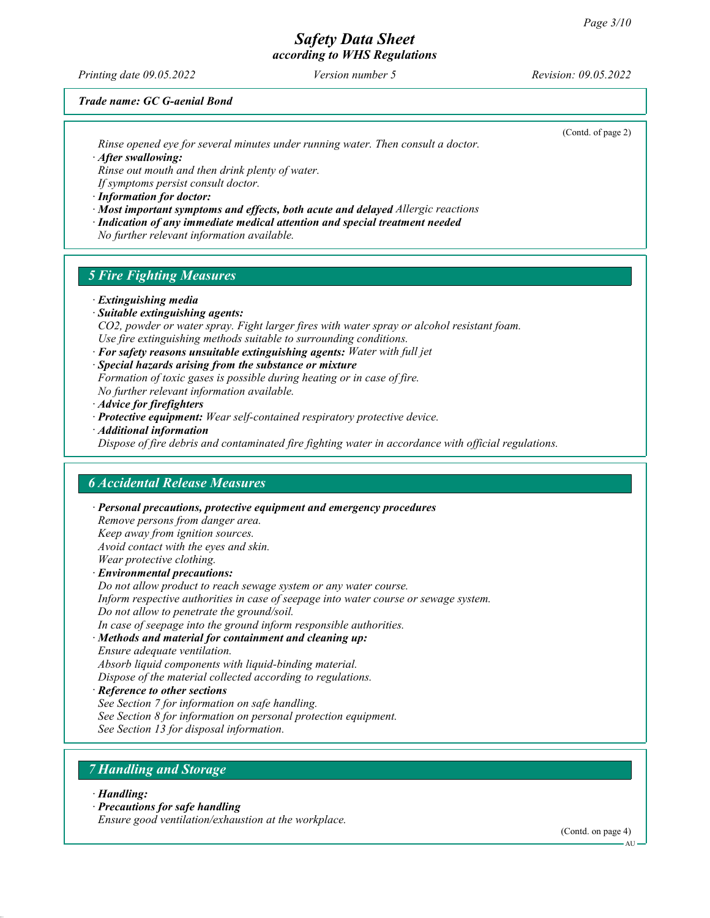*Trade name: GC G-aenial Bond*

(Contd. of page 2)

*Rinse opened eye for several minutes under running water. Then consult a doctor.*

· ***After swallowing:***
*Rinse out mouth and then drink plenty of water.*
*If symptoms persist consult doctor.*

· ***Information for doctor:***

· ***Most important symptoms and effects, both acute and delayed*** *Allergic reactions*

· ***Indication of any immediate medical attention and special treatment needed***
*No further relevant information available.*

## 5 Fire Fighting Measures

· ***Extinguishing media***

· ***Suitable extinguishing agents:***
*$CO_2$, powder or water spray. Fight larger fires with water spray or alcohol resistant foam.*
*Use fire extinguishing methods suitable to surrounding conditions.*

· ***For safety reasons unsuitable extinguishing agents:*** *Water with full jet*

· ***Special hazards arising from the substance or mixture***
*Formation of toxic gases is possible during heating or in case of fire.*
*No further relevant information available.*

· ***Advice for firefighters***

· ***Protective equipment:*** *Wear self-contained respiratory protective device.*

· ***Additional information***
*Dispose of fire debris and contaminated fire fighting water in accordance with official regulations.*

## 6 Accidental Release Measures

· ***Personal precautions, protective equipment and emergency procedures***
*Remove persons from danger area.*
*Keep away from ignition sources.*
*Avoid contact with the eyes and skin.*
*Wear protective clothing.*

· ***Environmental precautions:***
*Do not allow product to reach sewage system or any water course.*
*Inform respective authorities in case of seepage into water course or sewage system.*
*Do not allow to penetrate the ground/soil.*
*In case of seepage into the ground inform responsible authorities.*

· ***Methods and material for containment and cleaning up:***
*Ensure adequate ventilation.*
*Absorb liquid components with liquid-binding material.*
*Dispose of the material collected according to regulations.*

· ***Reference to other sections***
*See Section 7 for information on safe handling.*
*See Section 8 for information on personal protection equipment.*
*See Section 13 for disposal information.*

## 7 Handling and Storage

· ***Handling:***

· ***Precautions for safe handling***
*Ensure good ventilation/exhaustion at the workplace.*

(Contd. on page 4)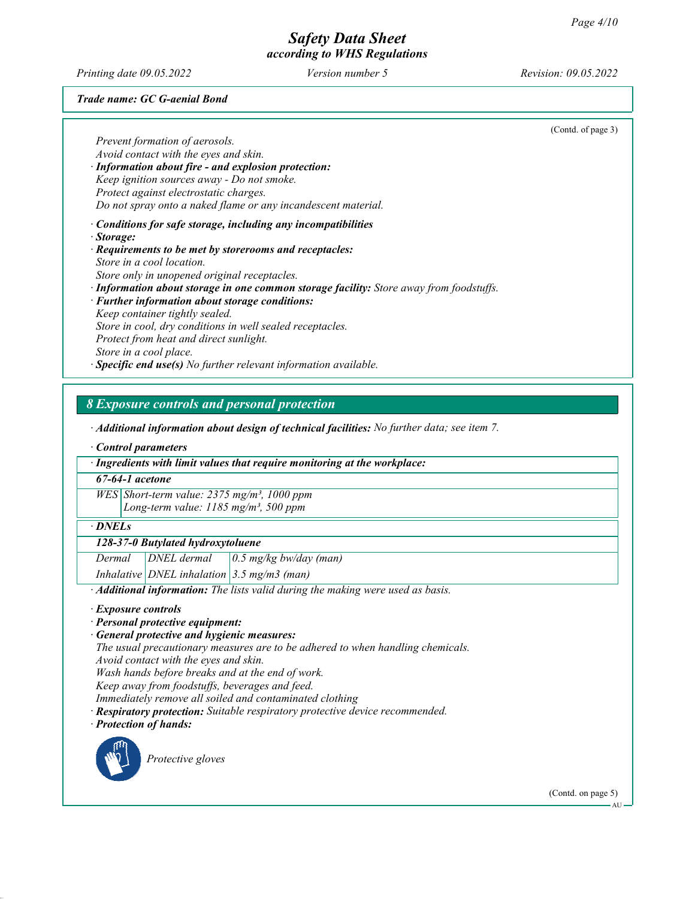(Contd. of page 3)

Prevent formation of aerosols.
Avoid contact with the eyes and skin.

· **Information about fire - and explosion protection:**
Keep ignition sources away - Do not smoke.
Protect against electrostatic charges.
Do not spray onto a naked flame or any incandescent material.

· **Conditions for safe storage, including any incompatibilities**
· **Storage:**
· **Requirements to be met by storerooms and receptacles:**
Store in a cool location.
Store only in unopened original receptacles.
· **Information about storage in one common storage facility:** Store away from foodstuffs.
· **Further information about storage conditions:**
Keep container tightly sealed.
Store in cool, dry conditions in well sealed receptacles.
Protect from heat and direct sunlight.
Store in a cool place.
· **Specific end use(s)** No further relevant information available.

## 8 Exposure controls and personal protection

· **Additional information about design of technical facilities:** No further data; see item 7.

· **Control parameters**

| · Ingredients with limit values that require monitoring at the workplace: | |
|---|---|
| **67-64-1 acetone** | |
| WES | Short-term value: 2375 mg/m³, 1000 ppm<br>Long-term value: 1185 mg/m³, 500 ppm |

| · DNELs | | |
|---|---|---|
| **128-37-0 Butylated hydroxytoluene** | | |
| Dermal | DNEL dermal | 0.5 mg/kg bw/day (man) |
| Inhalative | DNEL inhalation | 3.5 mg/m3 (man) |

· **Additional information:** The lists valid during the making were used as basis.

· **Exposure controls**
· **Personal protective equipment:**
· **General protective and hygienic measures:**
The usual precautionary measures are to be adhered to when handling chemicals.
Avoid contact with the eyes and skin.
Wash hands before breaks and at the end of work.
Keep away from foodstuffs, beverages and feed.
Immediately remove all soiled and contaminated clothing
· **Respiratory protection:** Suitable respiratory protective device recommended.
· **Protection of hands:**

Protective gloves

(Contd. on page 5)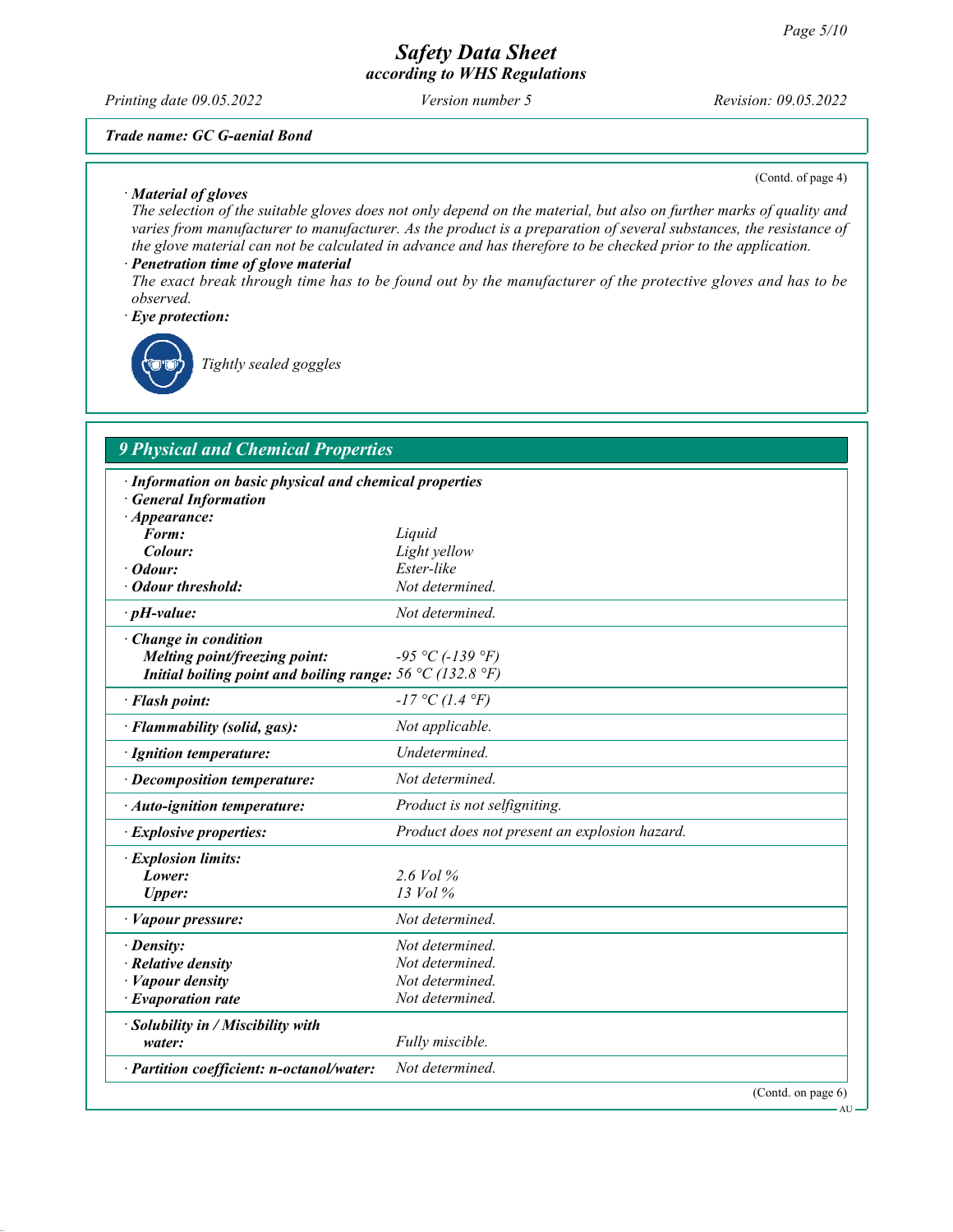Trade name: GC G-aenial Bond

(Contd. of page 4)

· **Material of gloves**

The selection of the suitable gloves does not only depend on the material, but also on further marks of quality and varies from manufacturer to manufacturer. As the product is a preparation of several substances, the resistance of the glove material can not be calculated in advance and has therefore to be checked prior to the application.

· **Penetration time of glove material**

The exact break through time has to be found out by the manufacturer of the protective gloves and has to be observed.

· **Eye protection:**

Tightly sealed goggles

## 9 Physical and Chemical Properties

| | |
|---|---|
| · **Information on basic physical and chemical properties** | |
| · **General Information** | |
| · **Appearance:** | |
| **Form:** | Liquid |
| **Colour:** | Light yellow |
| · **Odour:** | Ester-like |
| · **Odour threshold:** | Not determined. |
| · **pH-value:** | Not determined. |
| · **Change in condition** | |
| **Melting point/freezing point:** | -95 °C (-139 °F) |
| **Initial boiling point and boiling range:** | 56 °C (132.8 °F) |
| · **Flash point:** | -17 °C (1.4 °F) |
| · **Flammability (solid, gas):** | Not applicable. |
| · **Ignition temperature:** | Undetermined. |
| · **Decomposition temperature:** | Not determined. |
| · **Auto-ignition temperature:** | Product is not selfigniting. |
| · **Explosive properties:** | Product does not present an explosion hazard. |
| · **Explosion limits:** | |
| **Lower:** | 2.6 Vol % |
| **Upper:** | 13 Vol % |
| · **Vapour pressure:** | Not determined. |
| · **Density:** | Not determined. |
| · **Relative density** | Not determined. |
| · **Vapour density** | Not determined. |
| · **Evaporation rate** | Not determined. |
| · **Solubility in / Miscibility with** | |
| **water:** | Fully miscible. |
| · **Partition coefficient: n-octanol/water:** | Not determined. |

(Contd. on page 6)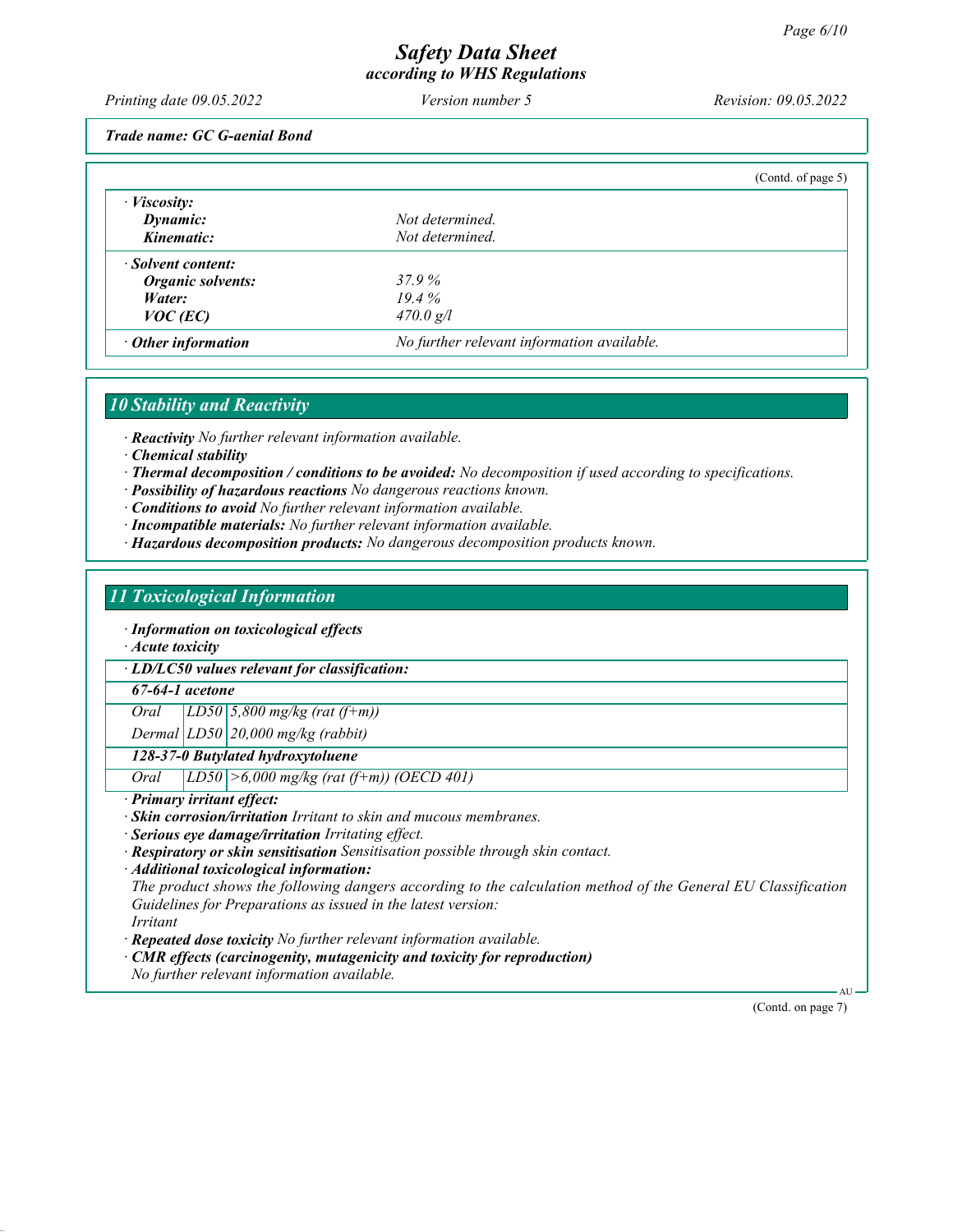*Trade name: GC G-aenial Bond*

(Contd. of page 5)

| | |
|---|---|
| · ***Viscosity:*** | |
| ***Dynamic:*** | *Not determined.* |
| ***Kinematic:*** | *Not determined.* |
| · ***Solvent content:*** | |
| ***Organic solvents:*** | *37.9 %* |
| ***Water:*** | *19.4 %* |
| ***VOC (EC)*** | *470.0 g/l* |
| · ***Other information*** | *No further relevant information available.* |

## *10 Stability and Reactivity*

· ***Reactivity*** *No further relevant information available.*
· ***Chemical stability***
· ***Thermal decomposition / conditions to be avoided:*** *No decomposition if used according to specifications.*
· ***Possibility of hazardous reactions*** *No dangerous reactions known.*
· ***Conditions to avoid*** *No further relevant information available.*
· ***Incompatible materials:*** *No further relevant information available.*
· ***Hazardous decomposition products:*** *No dangerous decomposition products known.*

## *11 Toxicological Information*

· ***Information on toxicological effects***
· ***Acute toxicity***

| · ***LD/LC50 values relevant for classification:*** | | |
|---|---|---|
| ***67-64-1 acetone*** | | |
| *Oral* | *LD50* | *5,800 mg/kg (rat (f+m))* |
| *Dermal* | *LD50* | *20,000 mg/kg (rabbit)* |
| ***128-37-0 Butylated hydroxytoluene*** | | |
| *Oral* | *LD50* | *>6,000 mg/kg (rat (f+m)) (OECD 401)* |

· ***Primary irritant effect:***
· ***Skin corrosion/irritation*** *Irritant to skin and mucous membranes.*
· ***Serious eye damage/irritation*** *Irritating effect.*
· ***Respiratory or skin sensitisation*** *Sensitisation possible through skin contact.*
· ***Additional toxicological information:***
*The product shows the following dangers according to the calculation method of the General EU Classification Guidelines for Preparations as issued in the latest version:*
*Irritant*
· ***Repeated dose toxicity*** *No further relevant information available.*
· ***CMR effects (carcinogenity, mutagenicity and toxicity for reproduction)***
*No further relevant information available.*

(Contd. on page 7)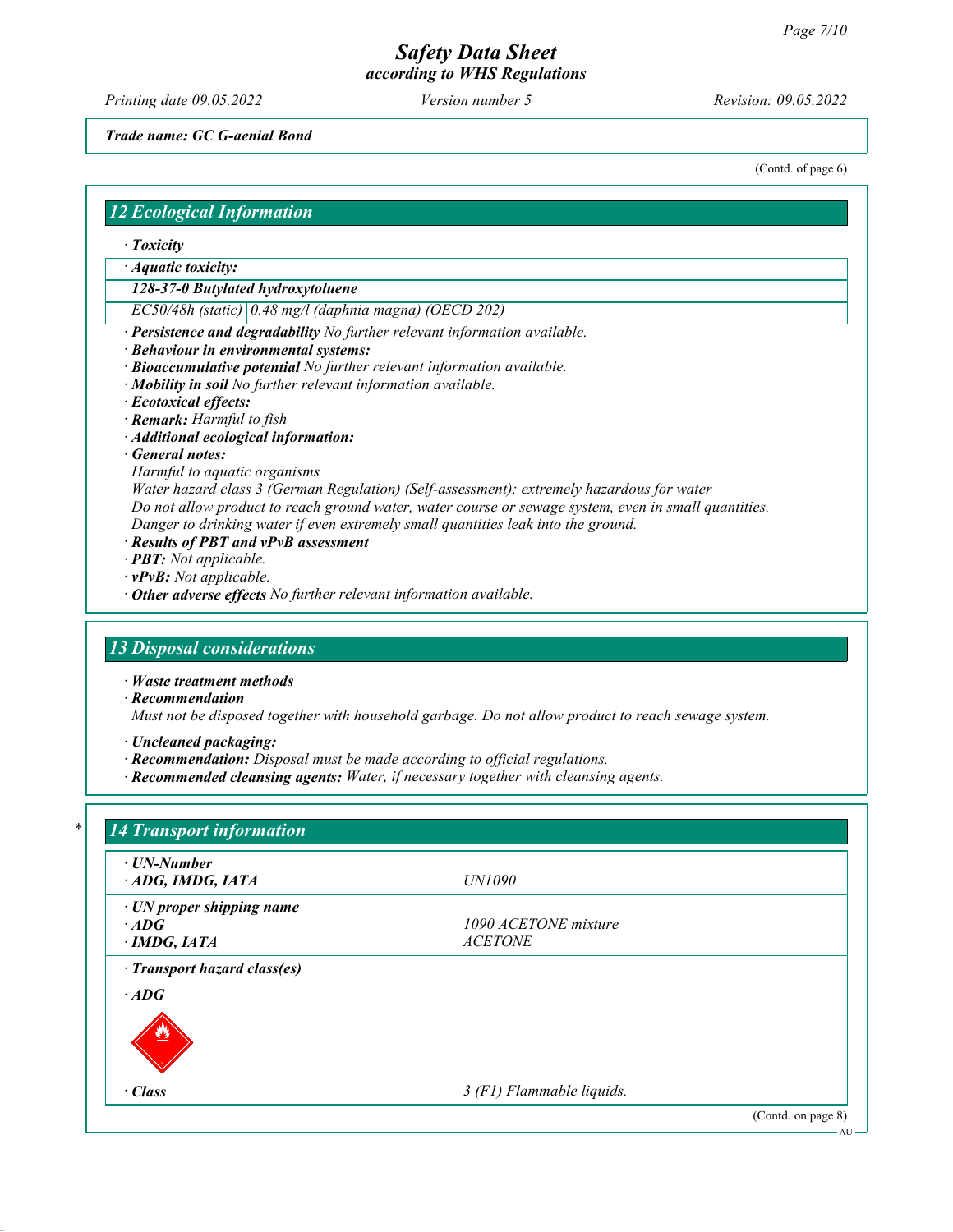**Trade name: GC G-aenial Bond**

(Contd. of page 6)

## 12 Ecological Information

· **Toxicity**

| · **Aquatic toxicity:** | |
|---|---|
| **128-37-0 Butylated hydroxytoluene** | |
| EC50/48h (static) | 0.48 mg/l (daphnia magna) (OECD 202) |

· **Persistence and degradability** No further relevant information available.
· **Behaviour in environmental systems:**
· **Bioaccumulative potential** No further relevant information available.
· **Mobility in soil** No further relevant information available.
· **Ecotoxical effects:**
· **Remark:** Harmful to fish
· **Additional ecological information:**
· **General notes:**
Harmful to aquatic organisms
Water hazard class 3 (German Regulation) (Self-assessment): extremely hazardous for water
Do not allow product to reach ground water, water course or sewage system, even in small quantities.
Danger to drinking water if even extremely small quantities leak into the ground.
· **Results of PBT and vPvB assessment**
· **PBT:** Not applicable.
· **vPvB:** Not applicable.
· **Other adverse effects** No further relevant information available.

## 13 Disposal considerations

· **Waste treatment methods**
· **Recommendation**
Must not be disposed together with household garbage. Do not allow product to reach sewage system.

· **Uncleaned packaging:**
· **Recommendation:** Disposal must be made according to official regulations.
· **Recommended cleansing agents:** Water, if necessary together with cleansing agents.

## * 14 Transport information

| | |
|---|---|
| · **UN-Number** | |
| · **ADG, IMDG, IATA** | UN1090 |
| · **UN proper shipping name** | |
| · **ADG** | 1090 ACETONE mixture |
| · **IMDG, IATA** | ACETONE |
| · **Transport hazard class(es)** | |
| · **ADG** | |
| · **Class** | 3 (F1) Flammable liquids. |

(Contd. on page 8)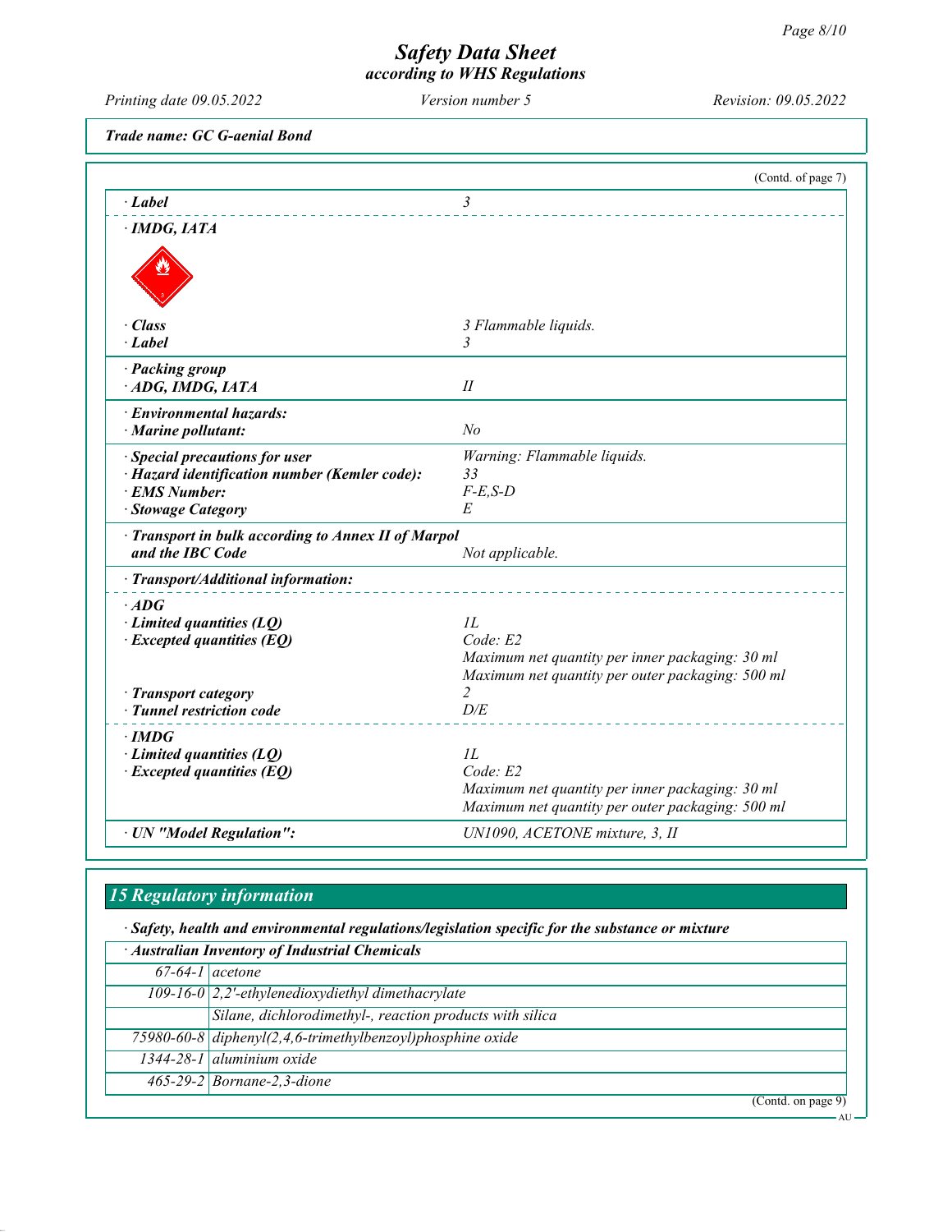# Safety Data Sheet
## according to WHS Regulations

Printing date 09.05.2022 | Version number 5 | Revision: 09.05.2022

**Trade name: GC G-aenial Bond**

(Contd. of page 7)

| | |
|---|---|
| **· Label** | 3 |
| **· IMDG, IATA** | |
| **· Class** | 3 Flammable liquids. |
| **· Label** | 3 |
| **· Packing group** | |
| **· ADG, IMDG, IATA** | II |
| **· Environmental hazards:** | |
| **· Marine pollutant:** | No |
| **· Special precautions for user** | Warning: Flammable liquids. |
| **· Hazard identification number (Kemler code):** | 33 |
| **· EMS Number:** | F-E,S-D |
| **· Stowage Category** | E |
| **· Transport in bulk according to Annex II of Marpol and the IBC Code** | Not applicable. |
| **· Transport/Additional information:** | |
| **· ADG** | |
| **· Limited quantities (LQ)** | 1L |
| **· Excepted quantities (EQ)** | Code: E2<br>Maximum net quantity per inner packaging: 30 ml<br>Maximum net quantity per outer packaging: 500 ml |
| **· Transport category** | 2 |
| **· Tunnel restriction code** | D/E |
| **· IMDG** | |
| **· Limited quantities (LQ)** | 1L |
| **· Excepted quantities (EQ)** | Code: E2<br>Maximum net quantity per inner packaging: 30 ml<br>Maximum net quantity per outer packaging: 500 ml |
| **· UN "Model Regulation":** | UN1090, ACETONE mixture, 3, II |

## 15 Regulatory information

**· Safety, health and environmental regulations/legislation specific for the substance or mixture**

| **· Australian Inventory of Industrial Chemicals** | |
|---|---|
| 67-64-1 | acetone |
| 109-16-0 | 2,2'-ethylenedioxydiethyl dimethacrylate |
| | Silane, dichlorodimethyl-, reaction products with silica |
| 75980-60-8 | diphenyl(2,4,6-trimethylbenzoyl)phosphine oxide |
| 1344-28-1 | aluminium oxide |
| 465-29-2 | Bornane-2,3-dione |

(Contd. on page 9)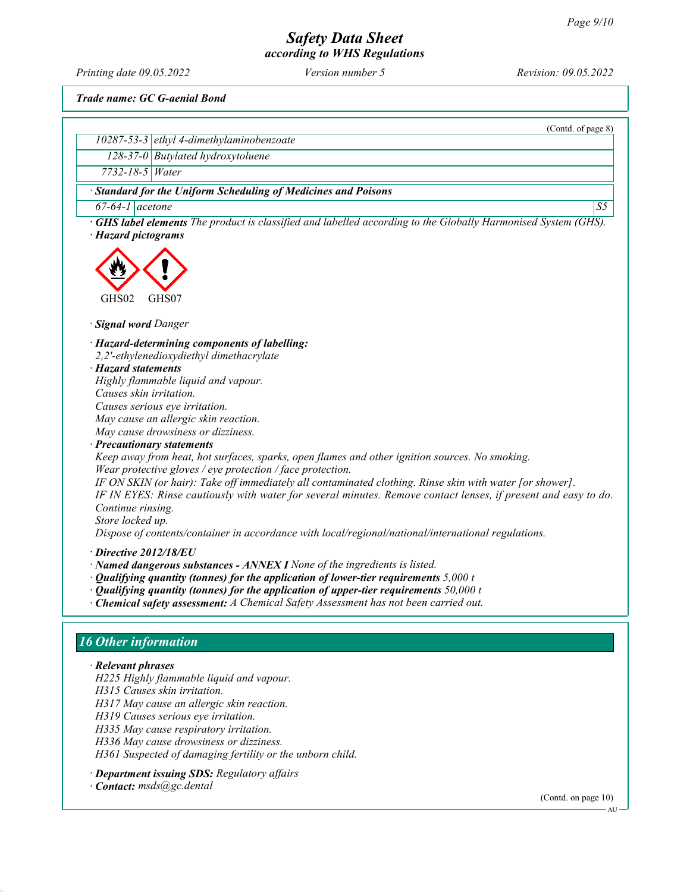*Trade name: GC G-aenial Bond*

(Contd. of page 8)

| | |
|---|---|
| 10287-53-3 | ethyl 4-dimethylaminobenzoate |
| 128-37-0 | Butylated hydroxytoluene |
| 7732-18-5 | Water |

· **Standard for the Uniform Scheduling of Medicines and Poisons**

| | | |
|---|---|---|
| 67-64-1 | acetone | S5 |

· **GHS label elements** The product is classified and labelled according to the Globally Harmonised System (GHS).

· **Hazard pictograms**

GHS02 GHS07

· **Signal word** Danger

· **Hazard-determining components of labelling:**
2,2'-ethylenedioxydiethyl dimethacrylate

· **Hazard statements**
Highly flammable liquid and vapour.
Causes skin irritation.
Causes serious eye irritation.
May cause an allergic skin reaction.
May cause drowsiness or dizziness.

· **Precautionary statements**
Keep away from heat, hot surfaces, sparks, open flames and other ignition sources. No smoking.
Wear protective gloves / eye protection / face protection.
IF ON SKIN (or hair): Take off immediately all contaminated clothing. Rinse skin with water [or shower].
IF IN EYES: Rinse cautiously with water for several minutes. Remove contact lenses, if present and easy to do. Continue rinsing.
Store locked up.
Dispose of contents/container in accordance with local/regional/national/international regulations.

· **Directive 2012/18/EU**
· **Named dangerous substances - ANNEX I** None of the ingredients is listed.
· **Qualifying quantity (tonnes) for the application of lower-tier requirements** 5,000 t
· **Qualifying quantity (tonnes) for the application of upper-tier requirements** 50,000 t
· **Chemical safety assessment:** A Chemical Safety Assessment has not been carried out.

## 16 Other information

· **Relevant phrases**
H225 Highly flammable liquid and vapour.
H315 Causes skin irritation.
H317 May cause an allergic skin reaction.
H319 Causes serious eye irritation.
H335 May cause respiratory irritation.
H336 May cause drowsiness or dizziness.
H361 Suspected of damaging fertility or the unborn child.

· **Department issuing SDS:** Regulatory affairs
· **Contact:** msds@gc.dental

(Contd. on page 10)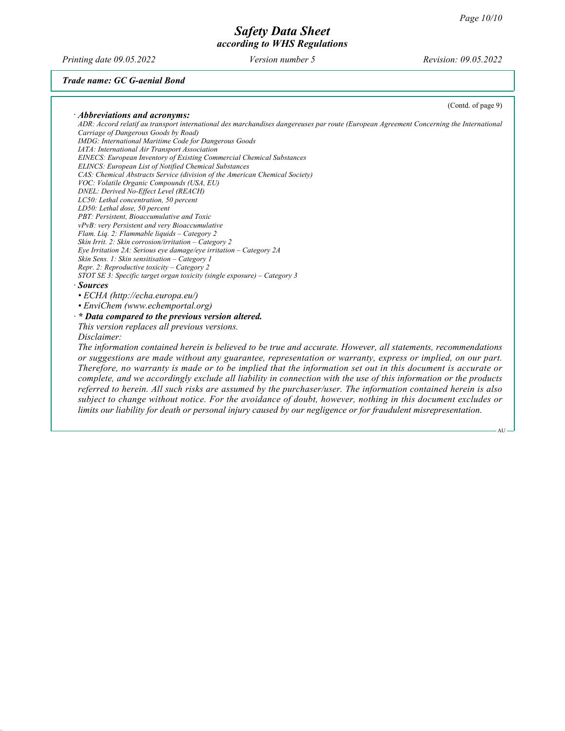*Trade name: GC G-aenial Bond*

(Contd. of page 9)

· ***Abbreviations and acronyms:***

*ADR: Accord relatif au transport international des marchandises dangereuses par route (European Agreement Concerning the International Carriage of Dangerous Goods by Road)*
*IMDG: International Maritime Code for Dangerous Goods*
*IATA: International Air Transport Association*
*EINECS: European Inventory of Existing Commercial Chemical Substances*
*ELINCS: European List of Notified Chemical Substances*
*CAS: Chemical Abstracts Service (division of the American Chemical Society)*
*VOC: Volatile Organic Compounds (USA, EU)*
*DNEL: Derived No-Effect Level (REACH)*
*LC50: Lethal concentration, 50 percent*
*LD50: Lethal dose, 50 percent*
*PBT: Persistent, Bioaccumulative and Toxic*
*vPvB: very Persistent and very Bioaccumulative*
*Flam. Liq. 2: Flammable liquids – Category 2*
*Skin Irrit. 2: Skin corrosion/irritation – Category 2*
*Eye Irritation 2A: Serious eye damage/eye irritation – Category 2A*
*Skin Sens. 1: Skin sensitisation – Category 1*
*Repr. 2: Reproductive toxicity – Category 2*
*STOT SE 3: Specific target organ toxicity (single exposure) – Category 3*

· ***Sources***

- *ECHA (http://echa.europa.eu/)*
- *EnviChem (www.echemportal.org)*

· ***\* Data compared to the previous version altered.***

*This version replaces all previous versions.*

*Disclaimer:*

*The information contained herein is believed to be true and accurate. However, all statements, recommendations or suggestions are made without any guarantee, representation or warranty, express or implied, on our part. Therefore, no warranty is made or to be implied that the information set out in this document is accurate or complete, and we accordingly exclude all liability in connection with the use of this information or the products referred to herein. All such risks are assumed by the purchaser/user. The information contained herein is also subject to change without notice. For the avoidance of doubt, however, nothing in this document excludes or limits our liability for death or personal injury caused by our negligence or for fraudulent misrepresentation.*

AU